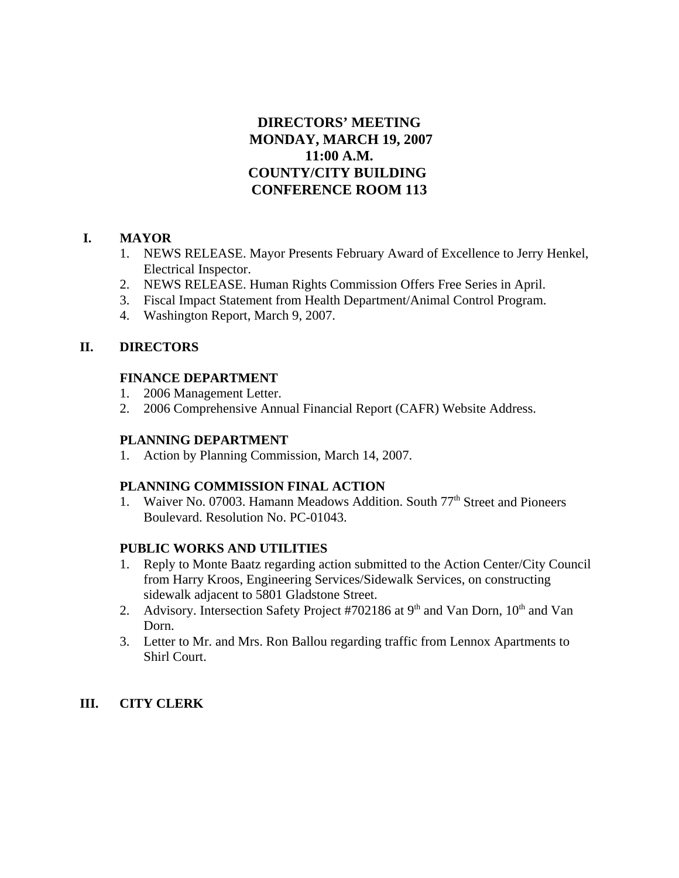# DIRECTORS' MEETING
# MONDAY, MARCH 19, 2007
# 11:00 A.M.
# COUNTY/CITY BUILDING
# CONFERENCE ROOM 113

## I. MAYOR

1. NEWS RELEASE. Mayor Presents February Award of Excellence to Jerry Henkel, Electrical Inspector.
2. NEWS RELEASE. Human Rights Commission Offers Free Series in April.
3. Fiscal Impact Statement from Health Department/Animal Control Program.
4. Washington Report, March 9, 2007.

## II. DIRECTORS

### FINANCE DEPARTMENT

1. 2006 Management Letter.
2. 2006 Comprehensive Annual Financial Report (CAFR) Website Address.

### PLANNING DEPARTMENT

1. Action by Planning Commission, March 14, 2007.

### PLANNING COMMISSION FINAL ACTION

1. Waiver No. 07003. Hamann Meadows Addition. South 77th Street and Pioneers Boulevard. Resolution No. PC-01043.

### PUBLIC WORKS AND UTILITIES

1. Reply to Monte Baatz regarding action submitted to the Action Center/City Council from Harry Kroos, Engineering Services/Sidewalk Services, on constructing sidewalk adjacent to 5801 Gladstone Street.
2. Advisory. Intersection Safety Project #702186 at 9th and Van Dorn, 10th and Van Dorn.
3. Letter to Mr. and Mrs. Ron Ballou regarding traffic from Lennox Apartments to Shirl Court.

## III. CITY CLERK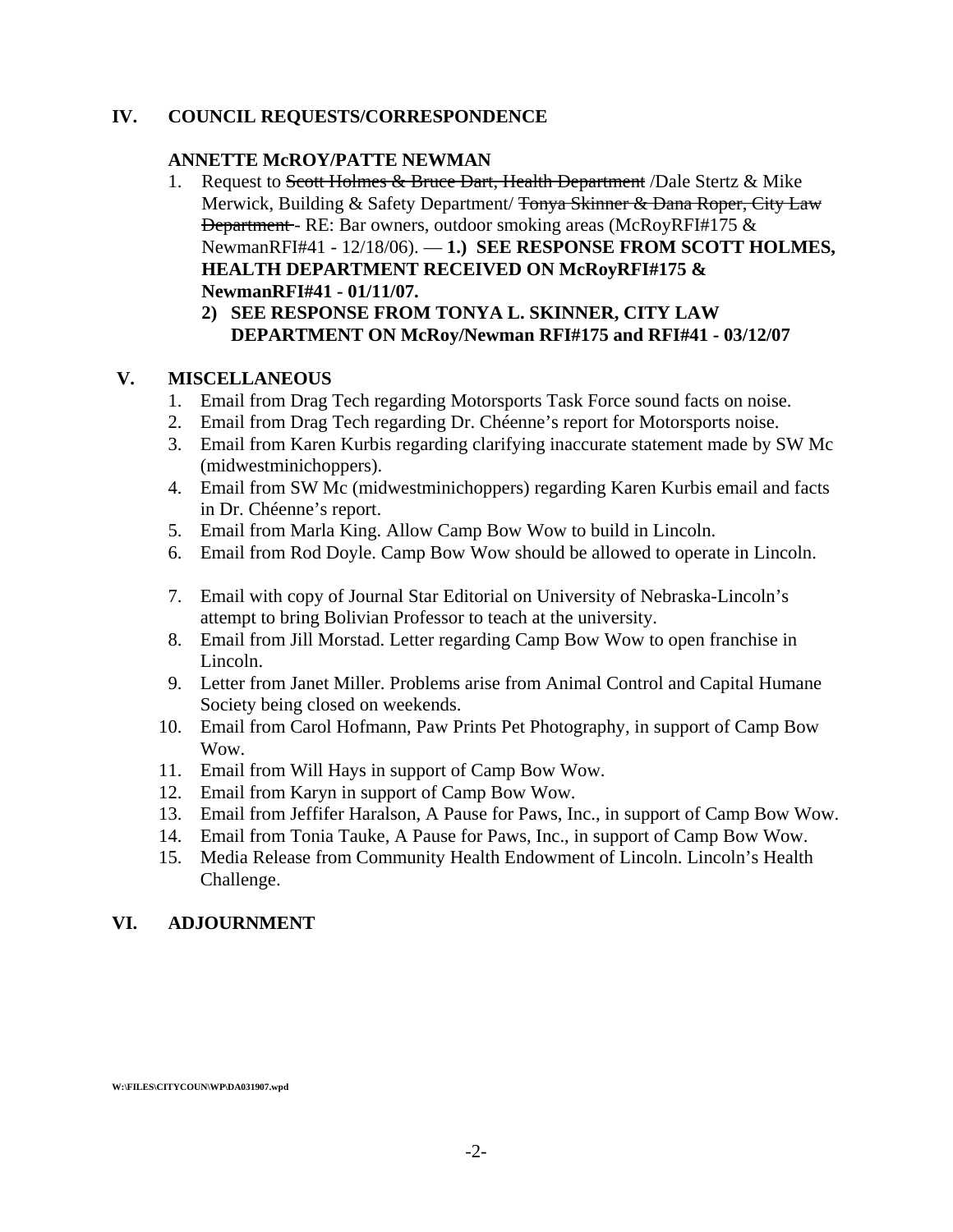## IV. COUNCIL REQUESTS/CORRESPONDENCE

### ANNETTE McROY/PATTE NEWMAN

1. Request to ~~Scott Holmes & Bruce Dart, Health Department~~ /Dale Stertz & Mike Merwick, Building & Safety Department/ ~~Tonya Skinner & Dana Roper, City Law Department~~ - RE: Bar owners, outdoor smoking areas (McRoyRFI#175 & NewmanRFI#41 - 12/18/06). — **1.) SEE RESPONSE FROM SCOTT HOLMES, HEALTH DEPARTMENT RECEIVED ON McRoyRFI#175 & NewmanRFI#41 - 01/11/07.**
   **2) SEE RESPONSE FROM TONYA L. SKINNER, CITY LAW DEPARTMENT ON McRoy/Newman RFI#175 and RFI#41 - 03/12/07**

## V. MISCELLANEOUS

1. Email from Drag Tech regarding Motorsports Task Force sound facts on noise.
2. Email from Drag Tech regarding Dr. Chéenne's report for Motorsports noise.
3. Email from Karen Kurbis regarding clarifying inaccurate statement made by SW Mc (midwestminichoppers).
4. Email from SW Mc (midwestminichoppers) regarding Karen Kurbis email and facts in Dr. Chéenne's report.
5. Email from Marla King. Allow Camp Bow Wow to build in Lincoln.
6. Email from Rod Doyle. Camp Bow Wow should be allowed to operate in Lincoln.
7. Email with copy of Journal Star Editorial on University of Nebraska-Lincoln's attempt to bring Bolivian Professor to teach at the university.
8. Email from Jill Morstad. Letter regarding Camp Bow Wow to open franchise in Lincoln.
9. Letter from Janet Miller. Problems arise from Animal Control and Capital Humane Society being closed on weekends.
10. Email from Carol Hofmann, Paw Prints Pet Photography, in support of Camp Bow Wow.
11. Email from Will Hays in support of Camp Bow Wow.
12. Email from Karyn in support of Camp Bow Wow.
13. Email from Jeffifer Haralson, A Pause for Paws, Inc., in support of Camp Bow Wow.
14. Email from Tonia Tauke, A Pause for Paws, Inc., in support of Camp Bow Wow.
15. Media Release from Community Health Endowment of Lincoln. Lincoln's Health Challenge.

## VI. ADJOURNMENT

W:\FILES\CITYCOUN\WP\DA031907.wpd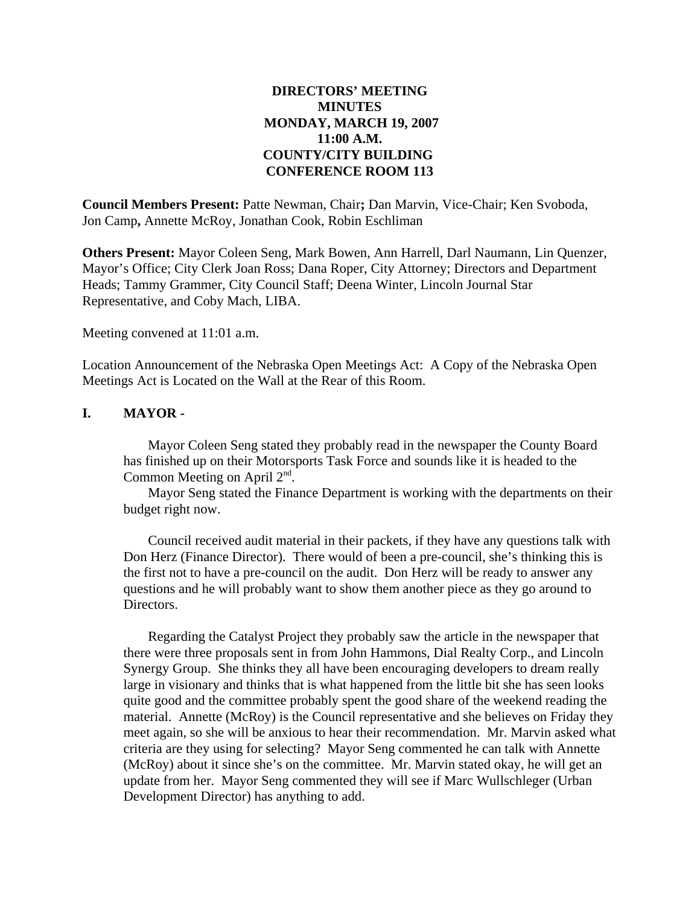**DIRECTORS' MEETING**
**MINUTES**
**MONDAY, MARCH 19, 2007**
**11:00 A.M.**
**COUNTY/CITY BUILDING**
**CONFERENCE ROOM 113**

**Council Members Present:** Patte Newman, Chair**;** Dan Marvin, Vice-Chair; Ken Svoboda, Jon Camp**,** Annette McRoy, Jonathan Cook, Robin Eschliman

**Others Present:** Mayor Coleen Seng, Mark Bowen, Ann Harrell, Darl Naumann, Lin Quenzer, Mayor's Office; City Clerk Joan Ross; Dana Roper, City Attorney; Directors and Department Heads; Tammy Grammer, City Council Staff; Deena Winter, Lincoln Journal Star Representative, and Coby Mach, LIBA.

Meeting convened at 11:01 a.m.

Location Announcement of the Nebraska Open Meetings Act: A Copy of the Nebraska Open Meetings Act is Located on the Wall at the Rear of this Room.

## I. MAYOR -

Mayor Coleen Seng stated they probably read in the newspaper the County Board has finished up on their Motorsports Task Force and sounds like it is headed to the Common Meeting on April 2nd.

Mayor Seng stated the Finance Department is working with the departments on their budget right now.

Council received audit material in their packets, if they have any questions talk with Don Herz (Finance Director). There would of been a pre-council, she's thinking this is the first not to have a pre-council on the audit. Don Herz will be ready to answer any questions and he will probably want to show them another piece as they go around to Directors.

Regarding the Catalyst Project they probably saw the article in the newspaper that there were three proposals sent in from John Hammons, Dial Realty Corp., and Lincoln Synergy Group. She thinks they all have been encouraging developers to dream really large in visionary and thinks that is what happened from the little bit she has seen looks quite good and the committee probably spent the good share of the weekend reading the material. Annette (McRoy) is the Council representative and she believes on Friday they meet again, so she will be anxious to hear their recommendation. Mr. Marvin asked what criteria are they using for selecting? Mayor Seng commented he can talk with Annette (McRoy) about it since she's on the committee. Mr. Marvin stated okay, he will get an update from her. Mayor Seng commented they will see if Marc Wullschleger (Urban Development Director) has anything to add.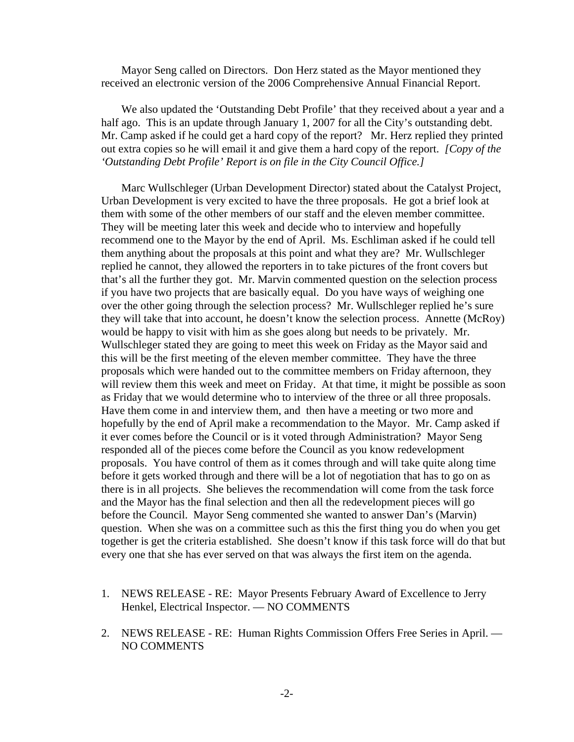Mayor Seng called on Directors. Don Herz stated as the Mayor mentioned they received an electronic version of the 2006 Comprehensive Annual Financial Report.

We also updated the 'Outstanding Debt Profile' that they received about a year and a half ago. This is an update through January 1, 2007 for all the City's outstanding debt. Mr. Camp asked if he could get a hard copy of the report? Mr. Herz replied they printed out extra copies so he will email it and give them a hard copy of the report. *[Copy of the 'Outstanding Debt Profile' Report is on file in the City Council Office.]*

Marc Wullschleger (Urban Development Director) stated about the Catalyst Project, Urban Development is very excited to have the three proposals. He got a brief look at them with some of the other members of our staff and the eleven member committee. They will be meeting later this week and decide who to interview and hopefully recommend one to the Mayor by the end of April. Ms. Eschliman asked if he could tell them anything about the proposals at this point and what they are? Mr. Wullschleger replied he cannot, they allowed the reporters in to take pictures of the front covers but that's all the further they got. Mr. Marvin commented question on the selection process if you have two projects that are basically equal. Do you have ways of weighing one over the other going through the selection process? Mr. Wullschleger replied he's sure they will take that into account, he doesn't know the selection process. Annette (McRoy) would be happy to visit with him as she goes along but needs to be privately. Mr. Wullschleger stated they are going to meet this week on Friday as the Mayor said and this will be the first meeting of the eleven member committee. They have the three proposals which were handed out to the committee members on Friday afternoon, they will review them this week and meet on Friday. At that time, it might be possible as soon as Friday that we would determine who to interview of the three or all three proposals. Have them come in and interview them, and then have a meeting or two more and hopefully by the end of April make a recommendation to the Mayor. Mr. Camp asked if it ever comes before the Council or is it voted through Administration? Mayor Seng responded all of the pieces come before the Council as you know redevelopment proposals. You have control of them as it comes through and will take quite along time before it gets worked through and there will be a lot of negotiation that has to go on as there is in all projects. She believes the recommendation will come from the task force and the Mayor has the final selection and then all the redevelopment pieces will go before the Council. Mayor Seng commented she wanted to answer Dan's (Marvin) question. When she was on a committee such as this the first thing you do when you get together is get the criteria established. She doesn't know if this task force will do that but every one that she has ever served on that was always the first item on the agenda.

1. NEWS RELEASE - RE: Mayor Presents February Award of Excellence to Jerry Henkel, Electrical Inspector. — NO COMMENTS

2. NEWS RELEASE - RE: Human Rights Commission Offers Free Series in April. — NO COMMENTS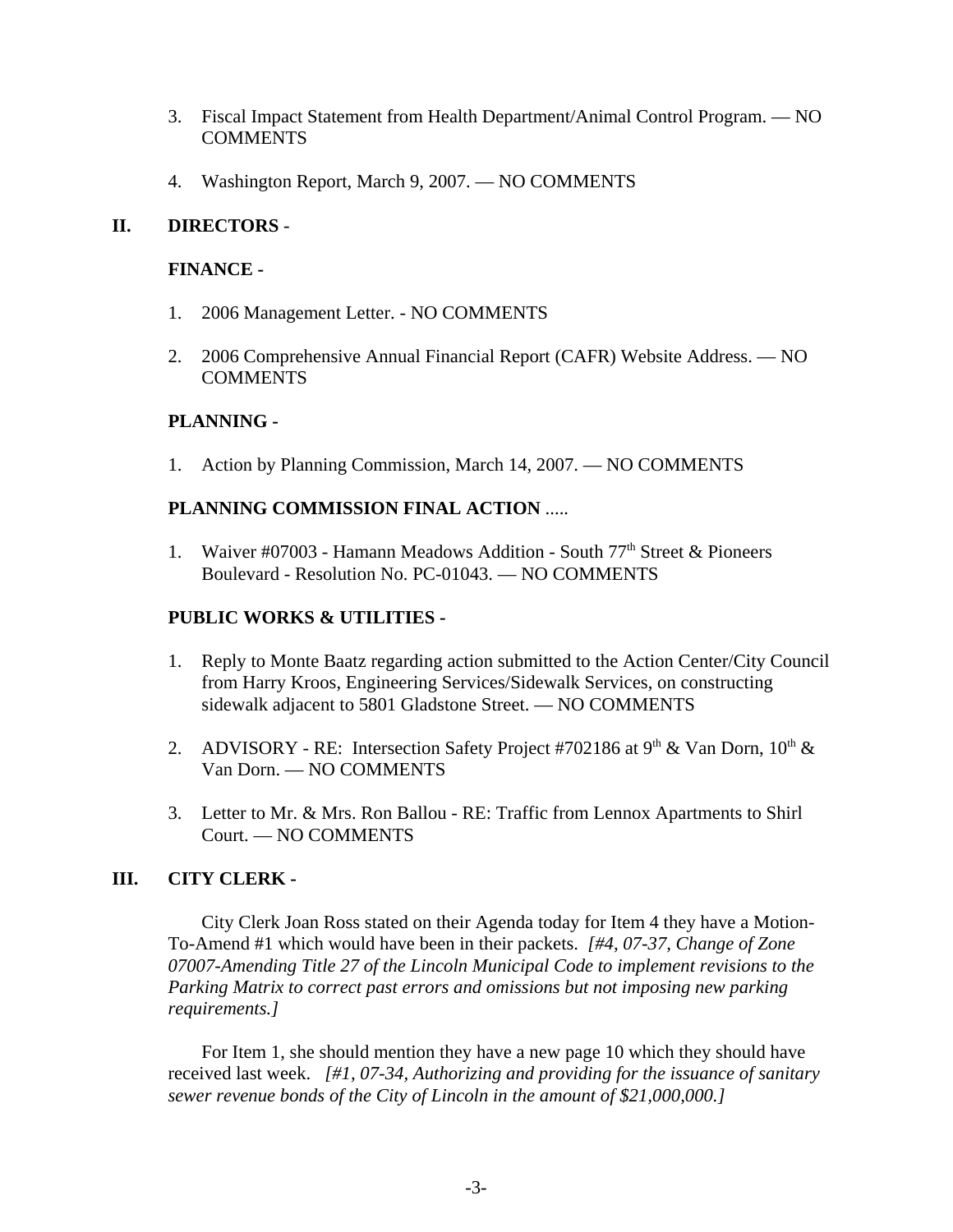3. Fiscal Impact Statement from Health Department/Animal Control Program. — NO COMMENTS

4. Washington Report, March 9, 2007. — NO COMMENTS

## II. DIRECTORS -

### FINANCE -

1. 2006 Management Letter. - NO COMMENTS

2. 2006 Comprehensive Annual Financial Report (CAFR) Website Address. — NO COMMENTS

### PLANNING -

1. Action by Planning Commission, March 14, 2007. — NO COMMENTS

### PLANNING COMMISSION FINAL ACTION .....

1. Waiver #07003 - Hamann Meadows Addition - South 77th Street & Pioneers Boulevard - Resolution No. PC-01043. — NO COMMENTS

### PUBLIC WORKS & UTILITIES -

1. Reply to Monte Baatz regarding action submitted to the Action Center/City Council from Harry Kroos, Engineering Services/Sidewalk Services, on constructing sidewalk adjacent to 5801 Gladstone Street. — NO COMMENTS

2. ADVISORY - RE: Intersection Safety Project #702186 at 9th & Van Dorn, 10th & Van Dorn. — NO COMMENTS

3. Letter to Mr. & Mrs. Ron Ballou - RE: Traffic from Lennox Apartments to Shirl Court. — NO COMMENTS

## III. CITY CLERK -

City Clerk Joan Ross stated on their Agenda today for Item 4 they have a Motion-To-Amend #1 which would have been in their packets. *[#4, 07-37, Change of Zone 07007-Amending Title 27 of the Lincoln Municipal Code to implement revisions to the Parking Matrix to correct past errors and omissions but not imposing new parking requirements.]*

For Item 1, she should mention they have a new page 10 which they should have received last week. *[#1, 07-34, Authorizing and providing for the issuance of sanitary sewer revenue bonds of the City of Lincoln in the amount of $21,000,000.]*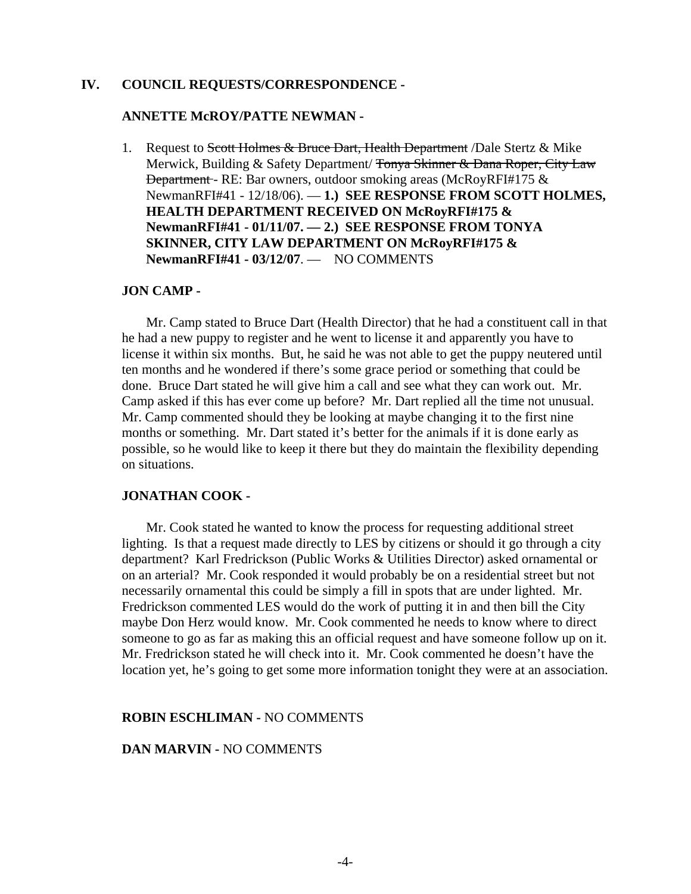## IV. COUNCIL REQUESTS/CORRESPONDENCE -

### ANNETTE McROY/PATTE NEWMAN -

1. Request to ~~Scott Holmes & Bruce Dart, Health Department~~ /Dale Stertz & Mike Merwick, Building & Safety Department/ ~~Tonya Skinner & Dana Roper, City Law Department~~ - RE: Bar owners, outdoor smoking areas (McRoyRFI#175 & NewmanRFI#41 - 12/18/06). — **1.) SEE RESPONSE FROM SCOTT HOLMES, HEALTH DEPARTMENT RECEIVED ON McRoyRFI#175 & NewmanRFI#41 - 01/11/07. — 2.) SEE RESPONSE FROM TONYA SKINNER, CITY LAW DEPARTMENT ON McRoyRFI#175 & NewmanRFI#41 - 03/12/07**. — NO COMMENTS

### JON CAMP -

Mr. Camp stated to Bruce Dart (Health Director) that he had a constituent call in that he had a new puppy to register and he went to license it and apparently you have to license it within six months. But, he said he was not able to get the puppy neutered until ten months and he wondered if there's some grace period or something that could be done. Bruce Dart stated he will give him a call and see what they can work out. Mr. Camp asked if this has ever come up before? Mr. Dart replied all the time not unusual. Mr. Camp commented should they be looking at maybe changing it to the first nine months or something. Mr. Dart stated it's better for the animals if it is done early as possible, so he would like to keep it there but they do maintain the flexibility depending on situations.

### JONATHAN COOK -

Mr. Cook stated he wanted to know the process for requesting additional street lighting. Is that a request made directly to LES by citizens or should it go through a city department? Karl Fredrickson (Public Works & Utilities Director) asked ornamental or on an arterial? Mr. Cook responded it would probably be on a residential street but not necessarily ornamental this could be simply a fill in spots that are under lighted. Mr. Fredrickson commented LES would do the work of putting it in and then bill the City maybe Don Herz would know. Mr. Cook commented he needs to know where to direct someone to go as far as making this an official request and have someone follow up on it. Mr. Fredrickson stated he will check into it. Mr. Cook commented he doesn't have the location yet, he's going to get some more information tonight they were at an association.

**ROBIN ESCHLIMAN -** NO COMMENTS

**DAN MARVIN -** NO COMMENTS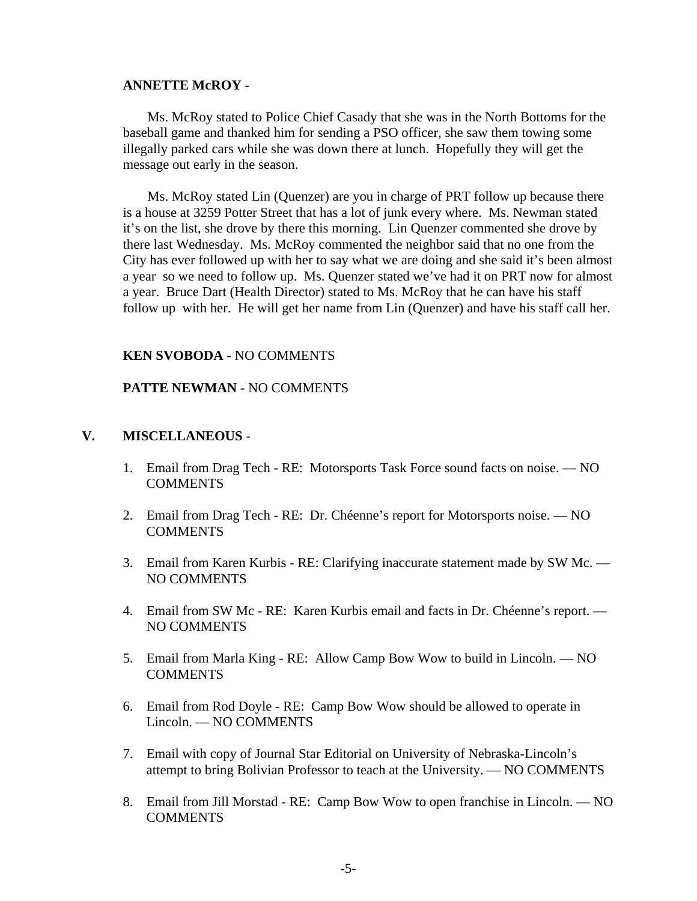**ANNETTE McROY -**

Ms. McRoy stated to Police Chief Casady that she was in the North Bottoms for the baseball game and thanked him for sending a PSO officer, she saw them towing some illegally parked cars while she was down there at lunch. Hopefully they will get the message out early in the season.

Ms. McRoy stated Lin (Quenzer) are you in charge of PRT follow up because there is a house at 3259 Potter Street that has a lot of junk every where. Ms. Newman stated it's on the list, she drove by there this morning. Lin Quenzer commented she drove by there last Wednesday. Ms. McRoy commented the neighbor said that no one from the City has ever followed up with her to say what we are doing and she said it's been almost a year so we need to follow up. Ms. Quenzer stated we've had it on PRT now for almost a year. Bruce Dart (Health Director) stated to Ms. McRoy that he can have his staff follow up with her. He will get her name from Lin (Quenzer) and have his staff call her.

**KEN SVOBODA -** NO COMMENTS

**PATTE NEWMAN -** NO COMMENTS

## V. MISCELLANEOUS -

1. Email from Drag Tech - RE: Motorsports Task Force sound facts on noise. — NO COMMENTS
2. Email from Drag Tech - RE: Dr. Chéenne's report for Motorsports noise. — NO COMMENTS
3. Email from Karen Kurbis - RE: Clarifying inaccurate statement made by SW Mc. — NO COMMENTS
4. Email from SW Mc - RE: Karen Kurbis email and facts in Dr. Chéenne's report. — NO COMMENTS
5. Email from Marla King - RE: Allow Camp Bow Wow to build in Lincoln. — NO COMMENTS
6. Email from Rod Doyle - RE: Camp Bow Wow should be allowed to operate in Lincoln. — NO COMMENTS
7. Email with copy of Journal Star Editorial on University of Nebraska-Lincoln's attempt to bring Bolivian Professor to teach at the University. — NO COMMENTS
8. Email from Jill Morstad - RE: Camp Bow Wow to open franchise in Lincoln. — NO COMMENTS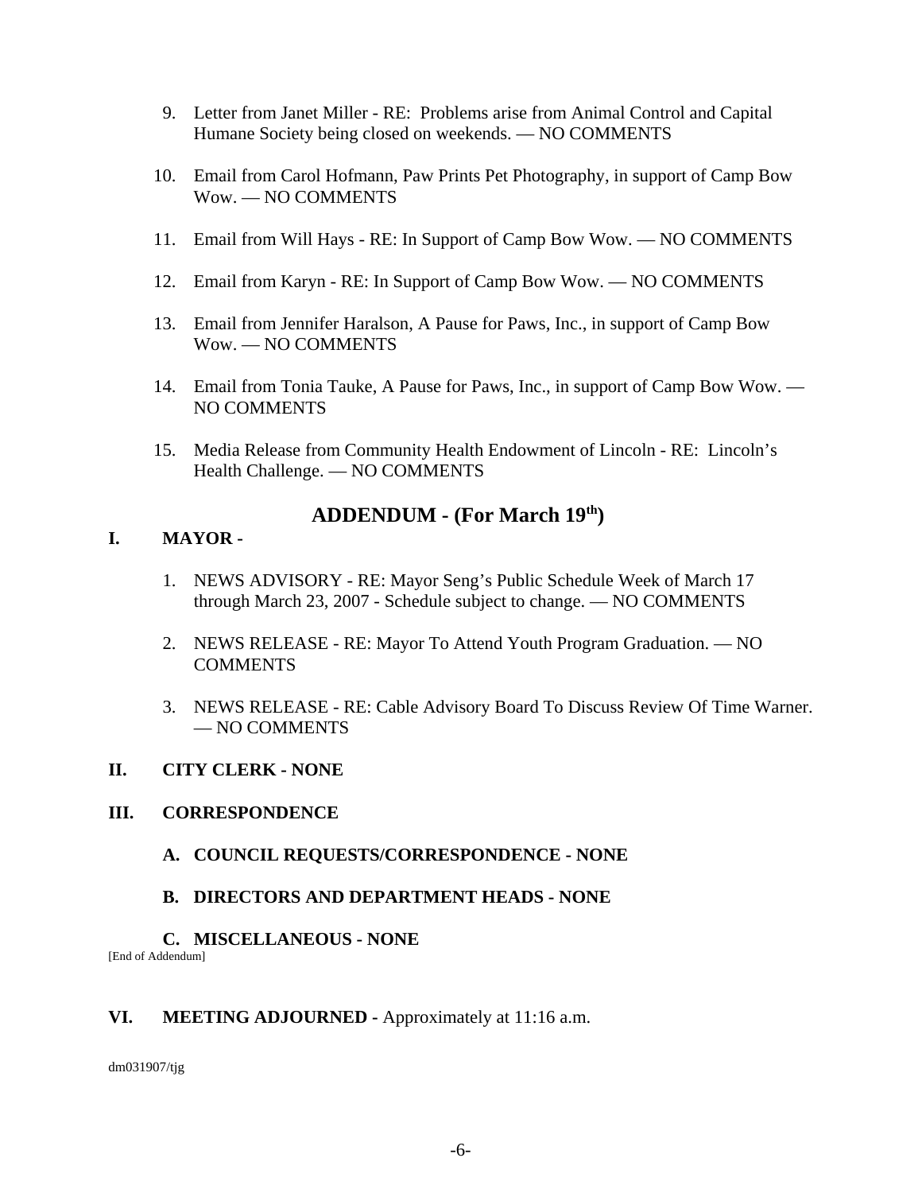9. Letter from Janet Miller - RE: Problems arise from Animal Control and Capital Humane Society being closed on weekends. — NO COMMENTS

10. Email from Carol Hofmann, Paw Prints Pet Photography, in support of Camp Bow Wow. — NO COMMENTS

11. Email from Will Hays - RE: In Support of Camp Bow Wow. — NO COMMENTS

12. Email from Karyn - RE: In Support of Camp Bow Wow. — NO COMMENTS

13. Email from Jennifer Haralson, A Pause for Paws, Inc., in support of Camp Bow Wow. — NO COMMENTS

14. Email from Tonia Tauke, A Pause for Paws, Inc., in support of Camp Bow Wow. — NO COMMENTS

15. Media Release from Community Health Endowment of Lincoln - RE: Lincoln's Health Challenge. — NO COMMENTS

## ADDENDUM - (For March 19th)

**I. MAYOR -**

1. NEWS ADVISORY - RE: Mayor Seng's Public Schedule Week of March 17 through March 23, 2007 - Schedule subject to change. — NO COMMENTS

2. NEWS RELEASE - RE: Mayor To Attend Youth Program Graduation. — NO COMMENTS

3. NEWS RELEASE - RE: Cable Advisory Board To Discuss Review Of Time Warner. — NO COMMENTS

**II. CITY CLERK - NONE**

**III. CORRESPONDENCE**

**A. COUNCIL REQUESTS/CORRESPONDENCE - NONE**

**B. DIRECTORS AND DEPARTMENT HEADS - NONE**

**C. MISCELLANEOUS - NONE**

[End of Addendum]

**VI. MEETING ADJOURNED -** Approximately at 11:16 a.m.

dm031907/tjg